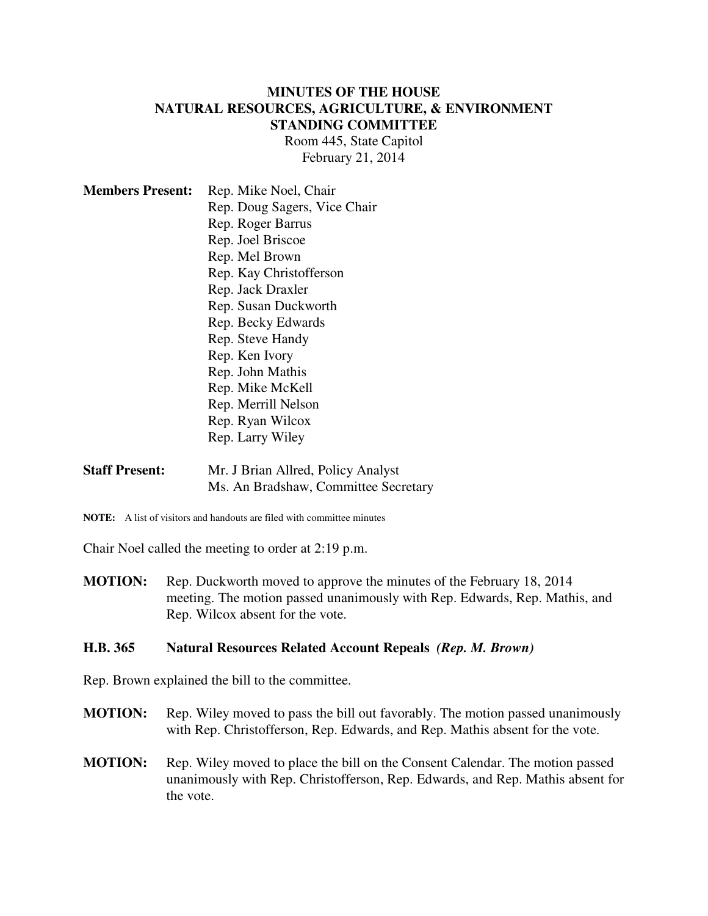# MINUTES OF THE HOUSE NATURAL RESOURCES, AGRICULTURE, & ENVIRONMENT STANDING COMMITTEE

Room 445, State Capitol
February 21, 2014

**Members Present:** Rep. Mike Noel, Chair
Rep. Doug Sagers, Vice Chair
Rep. Roger Barrus
Rep. Joel Briscoe
Rep. Mel Brown
Rep. Kay Christofferson
Rep. Jack Draxler
Rep. Susan Duckworth
Rep. Becky Edwards
Rep. Steve Handy
Rep. Ken Ivory
Rep. John Mathis
Rep. Mike McKell
Rep. Merrill Nelson
Rep. Ryan Wilcox
Rep. Larry Wiley

**Staff Present:** Mr. J Brian Allred, Policy Analyst
Ms. An Bradshaw, Committee Secretary

**NOTE:** A list of visitors and handouts are filed with committee minutes

Chair Noel called the meeting to order at 2:19 p.m.

**MOTION:** Rep. Duckworth moved to approve the minutes of the February 18, 2014 meeting. The motion passed unanimously with Rep. Edwards, Rep. Mathis, and Rep. Wilcox absent for the vote.

## H.B. 365 Natural Resources Related Account Repeals *(Rep. M. Brown)*

Rep. Brown explained the bill to the committee.

**MOTION:** Rep. Wiley moved to pass the bill out favorably. The motion passed unanimously with Rep. Christofferson, Rep. Edwards, and Rep. Mathis absent for the vote.

**MOTION:** Rep. Wiley moved to place the bill on the Consent Calendar. The motion passed unanimously with Rep. Christofferson, Rep. Edwards, and Rep. Mathis absent for the vote.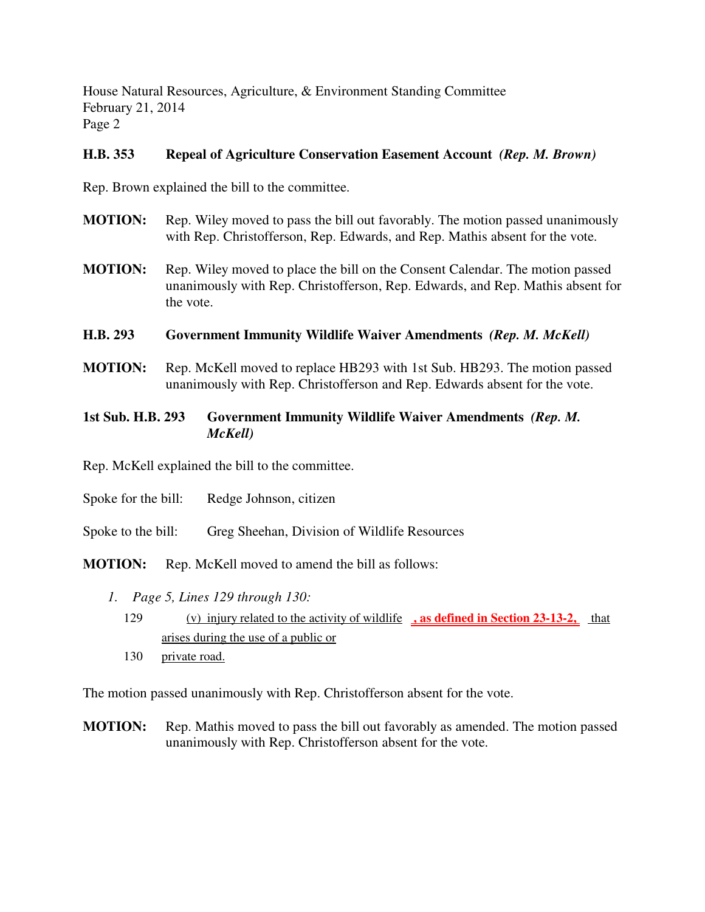**H.B. 353 Repeal of Agriculture Conservation Easement Account** ***(Rep. M. Brown)***

Rep. Brown explained the bill to the committee.

**MOTION:** Rep. Wiley moved to pass the bill out favorably. The motion passed unanimously with Rep. Christofferson, Rep. Edwards, and Rep. Mathis absent for the vote.

**MOTION:** Rep. Wiley moved to place the bill on the Consent Calendar. The motion passed unanimously with Rep. Christofferson, Rep. Edwards, and Rep. Mathis absent for the vote.

**H.B. 293 Government Immunity Wildlife Waiver Amendments** ***(Rep. M. McKell)***

**MOTION:** Rep. McKell moved to replace HB293 with 1st Sub. HB293. The motion passed unanimously with Rep. Christofferson and Rep. Edwards absent for the vote.

**1st Sub. H.B. 293 Government Immunity Wildlife Waiver Amendments** ***(Rep. M. McKell)***

Rep. McKell explained the bill to the committee.

Spoke for the bill: Redge Johnson, citizen

Spoke to the bill: Greg Sheehan, Division of Wildlife Resources

**MOTION:** Rep. McKell moved to amend the bill as follows:

1. *Page 5, Lines 129 through 130:*

 129 (v) injury related to the activity of wildlife **, as defined in Section 23-13-2,** that arises during the use of a public or

 130 private road.

The motion passed unanimously with Rep. Christofferson absent for the vote.

**MOTION:** Rep. Mathis moved to pass the bill out favorably as amended. The motion passed unanimously with Rep. Christofferson absent for the vote.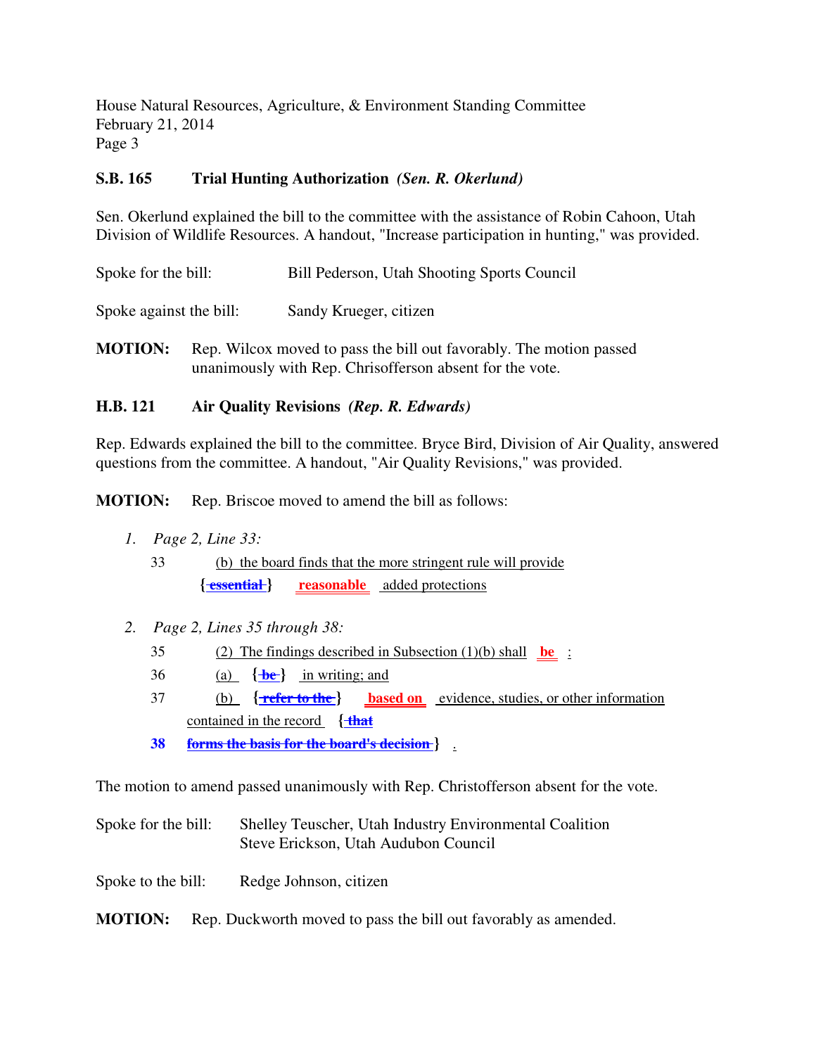**S.B. 165 Trial Hunting Authorization** *(Sen. R. Okerlund)*

Sen. Okerlund explained the bill to the committee with the assistance of Robin Cahoon, Utah Division of Wildlife Resources. A handout, "Increase participation in hunting," was provided.

Spoke for the bill: Bill Pederson, Utah Shooting Sports Council

Spoke against the bill: Sandy Krueger, citizen

**MOTION:** Rep. Wilcox moved to pass the bill out favorably. The motion passed unanimously with Rep. Chrisofferson absent for the vote.

**H.B. 121 Air Quality Revisions** *(Rep. R. Edwards)*

Rep. Edwards explained the bill to the committee. Bryce Bird, Division of Air Quality, answered questions from the committee. A handout, "Air Quality Revisions," was provided.

**MOTION:** Rep. Briscoe moved to amend the bill as follows:

1. *Page 2, Line 33:*

   33 (b) the board finds that the more stringent rule will provide {~~essential~~} **reasonable** added protections

2. *Page 2, Lines 35 through 38:*

   35 (2) The findings described in Subsection (1)(b) shall **be** :

   36 (a) {~~be~~} in writing; and

   37 (b) {~~refer to the~~} **based on** evidence, studies, or other information contained in the record {~~that~~

   **38** ~~forms the basis for the board's decision~~} .

The motion to amend passed unanimously with Rep. Christofferson absent for the vote.

Spoke for the bill: Shelley Teuscher, Utah Industry Environmental Coalition
Steve Erickson, Utah Audubon Council

Spoke to the bill: Redge Johnson, citizen

**MOTION:** Rep. Duckworth moved to pass the bill out favorably as amended.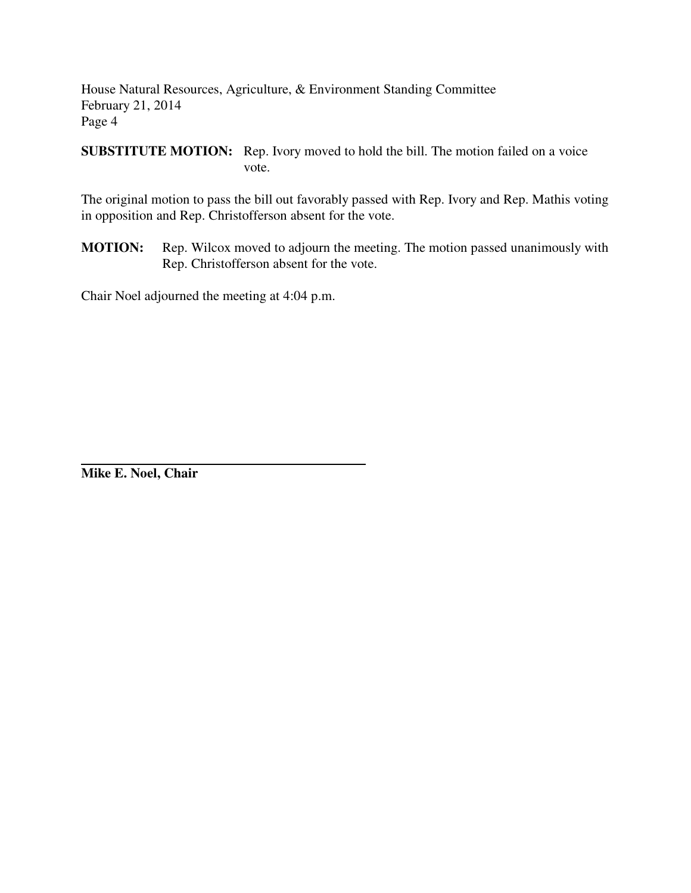**SUBSTITUTE MOTION:** Rep. Ivory moved to hold the bill. The motion failed on a voice vote.

The original motion to pass the bill out favorably passed with Rep. Ivory and Rep. Mathis voting in opposition and Rep. Christofferson absent for the vote.

**MOTION:** Rep. Wilcox moved to adjourn the meeting. The motion passed unanimously with Rep. Christofferson absent for the vote.

Chair Noel adjourned the meeting at 4:04 p.m.

\_\_\_\_\_\_\_\_\_\_\_\_\_\_\_\_\_\_\_\_\_\_\_\_\_\_\_\_\_\_\_\_\_\_\_\_

**Mike E. Noel, Chair**